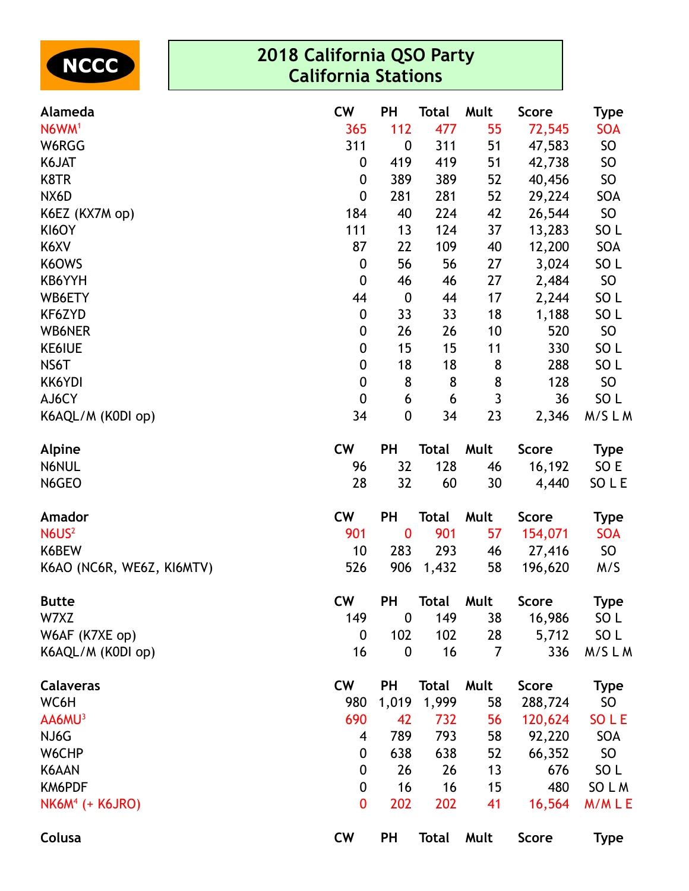NCCC

# 2018 California QSO Party
## California Stations

| Alameda | CW | PH | Total | Mult | Score | Type |
|---|---|---|---|---|---|---|
| N6WM[1] | 365 | 112 | 477 | 55 | 72,545 | SOA |
| W6RGG | 311 | 0 | 311 | 51 | 47,583 | SO |
| K6JAT | 0 | 419 | 419 | 51 | 42,738 | SO |
| K8TR | 0 | 389 | 389 | 52 | 40,456 | SO |
| NX6D | 0 | 281 | 281 | 52 | 29,224 | SOA |
| K6EZ (KX7M op) | 184 | 40 | 224 | 42 | 26,544 | SO |
| KI6OY | 111 | 13 | 124 | 37 | 13,283 | SO L |
| K6XV | 87 | 22 | 109 | 40 | 12,200 | SOA |
| K6OWS | 0 | 56 | 56 | 27 | 3,024 | SO L |
| KB6YYH | 0 | 46 | 46 | 27 | 2,484 | SO |
| WB6ETY | 44 | 0 | 44 | 17 | 2,244 | SO L |
| KF6ZYD | 0 | 33 | 33 | 18 | 1,188 | SO L |
| WB6NER | 0 | 26 | 26 | 10 | 520 | SO |
| KE6IUE | 0 | 15 | 15 | 11 | 330 | SO L |
| NS6T | 0 | 18 | 18 | 8 | 288 | SO L |
| KK6YDI | 0 | 8 | 8 | 8 | 128 | SO |
| AJ6CY | 0 | 6 | 6 | 3 | 36 | SO L |
| K6AQL/M (K0DI op) | 34 | 0 | 34 | 23 | 2,346 | M/S L M |

| Alpine | CW | PH | Total | Mult | Score | Type |
|---|---|---|---|---|---|---|
| N6NUL | 96 | 32 | 128 | 46 | 16,192 | SO E |
| N6GEO | 28 | 32 | 60 | 30 | 4,440 | SO L E |

| Amador | CW | PH | Total | Mult | Score | Type |
|---|---|---|---|---|---|---|
| N6US[2] | 901 | 0 | 901 | 57 | 154,071 | SOA |
| K6BEW | 10 | 283 | 293 | 46 | 27,416 | SO |
| K6AO (NC6R, WE6Z, KI6MTV) | 526 | 906 | 1,432 | 58 | 196,620 | M/S |

| Butte | CW | PH | Total | Mult | Score | Type |
|---|---|---|---|---|---|---|
| W7XZ | 149 | 0 | 149 | 38 | 16,986 | SO L |
| W6AF (K7XE op) | 0 | 102 | 102 | 28 | 5,712 | SO L |
| K6AQL/M (K0DI op) | 16 | 0 | 16 | 7 | 336 | M/S L M |

| Calaveras | CW | PH | Total | Mult | Score | Type |
|---|---|---|---|---|---|---|
| WC6H | 980 | 1,019 | 1,999 | 58 | 288,724 | SO |
| AA6MU[3] | 690 | 42 | 732 | 56 | 120,624 | SO L E |
| NJ6G | 4 | 789 | 793 | 58 | 92,220 | SOA |
| W6CHP | 0 | 638 | 638 | 52 | 66,352 | SO |
| K6AAN | 0 | 26 | 26 | 13 | 676 | SO L |
| KM6PDF | 0 | 16 | 16 | 15 | 480 | SO L M |
| NK6M[4] (+ K6JRO) | 0 | 202 | 202 | 41 | 16,564 | M/M L E |

| Colusa | CW | PH | Total | Mult | Score | Type |
|---|---|---|---|---|---|---|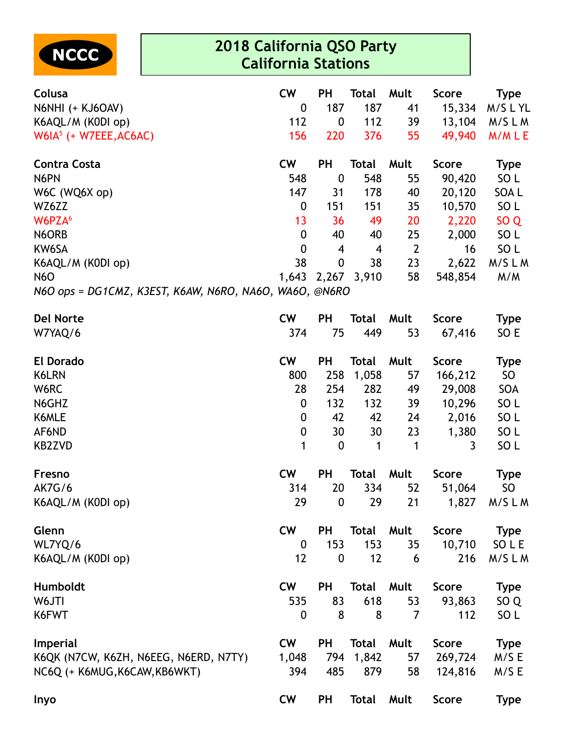NCCC

# 2018 California QSO Party
## California Stations

| Colusa | CW | PH | Total | Mult | Score | Type |
|---|---|---|---|---|---|---|
| N6NHI (+ KJ6OAV) | 0 | 187 | 187 | 41 | 15,334 | M/S L YL |
| K6AQL/M (K0DI op) | 112 | 0 | 112 | 39 | 13,104 | M/S L M |
| W6IA[5] (+ W7EEE,AC6AC) | 156 | 220 | 376 | 55 | 49,940 | M/M L E |

| Contra Costa | CW | PH | Total | Mult | Score | Type |
|---|---|---|---|---|---|---|
| N6PN | 548 | 0 | 548 | 55 | 90,420 | SO L |
| W6C (WQ6X op) | 147 | 31 | 178 | 40 | 20,120 | SOA L |
| WZ6ZZ | 0 | 151 | 151 | 35 | 10,570 | SO L |
| W6PZA[6] | 13 | 36 | 49 | 20 | 2,220 | SO Q |
| N6ORB | 0 | 40 | 40 | 25 | 2,000 | SO L |
| KW6SA | 0 | 4 | 4 | 2 | 16 | SO L |
| K6AQL/M (K0DI op) | 38 | 0 | 38 | 23 | 2,622 | M/S L M |
| N6O | 1,643 | 2,267 | 3,910 | 58 | 548,854 | M/M |

*N6O ops = DG1CMZ, K3EST, K6AW, N6RO, NA6O, WA6O, @N6RO*

| Del Norte | CW | PH | Total | Mult | Score | Type |
|---|---|---|---|---|---|---|
| W7YAQ/6 | 374 | 75 | 449 | 53 | 67,416 | SO E |

| El Dorado | CW | PH | Total | Mult | Score | Type |
|---|---|---|---|---|---|---|
| K6LRN | 800 | 258 | 1,058 | 57 | 166,212 | SO |
| W6RC | 28 | 254 | 282 | 49 | 29,008 | SOA |
| N6GHZ | 0 | 132 | 132 | 39 | 10,296 | SO L |
| K6MLE | 0 | 42 | 42 | 24 | 2,016 | SO L |
| AF6ND | 0 | 30 | 30 | 23 | 1,380 | SO L |
| KB2ZVD | 1 | 0 | 1 | 1 | 3 | SO L |

| Fresno | CW | PH | Total | Mult | Score | Type |
|---|---|---|---|---|---|---|
| AK7G/6 | 314 | 20 | 334 | 52 | 51,064 | SO |
| K6AQL/M (K0DI op) | 29 | 0 | 29 | 21 | 1,827 | M/S L M |

| Glenn | CW | PH | Total | Mult | Score | Type |
|---|---|---|---|---|---|---|
| WL7YQ/6 | 0 | 153 | 153 | 35 | 10,710 | SO L E |
| K6AQL/M (K0DI op) | 12 | 0 | 12 | 6 | 216 | M/S L M |

| Humboldt | CW | PH | Total | Mult | Score | Type |
|---|---|---|---|---|---|---|
| W6JTI | 535 | 83 | 618 | 53 | 93,863 | SO Q |
| K6FWT | 0 | 8 | 8 | 7 | 112 | SO L |

| Imperial | CW | PH | Total | Mult | Score | Type |
|---|---|---|---|---|---|---|
| K6QK (N7CW, K6ZH, N6EEG, N6ERD, N7TY) | 1,048 | 794 | 1,842 | 57 | 269,724 | M/S E |
| NC6Q (+ K6MUG,K6CAW,KB6WKT) | 394 | 485 | 879 | 58 | 124,816 | M/S E |

| Inyo | CW | PH | Total | Mult | Score | Type |
|---|---|---|---|---|---|---|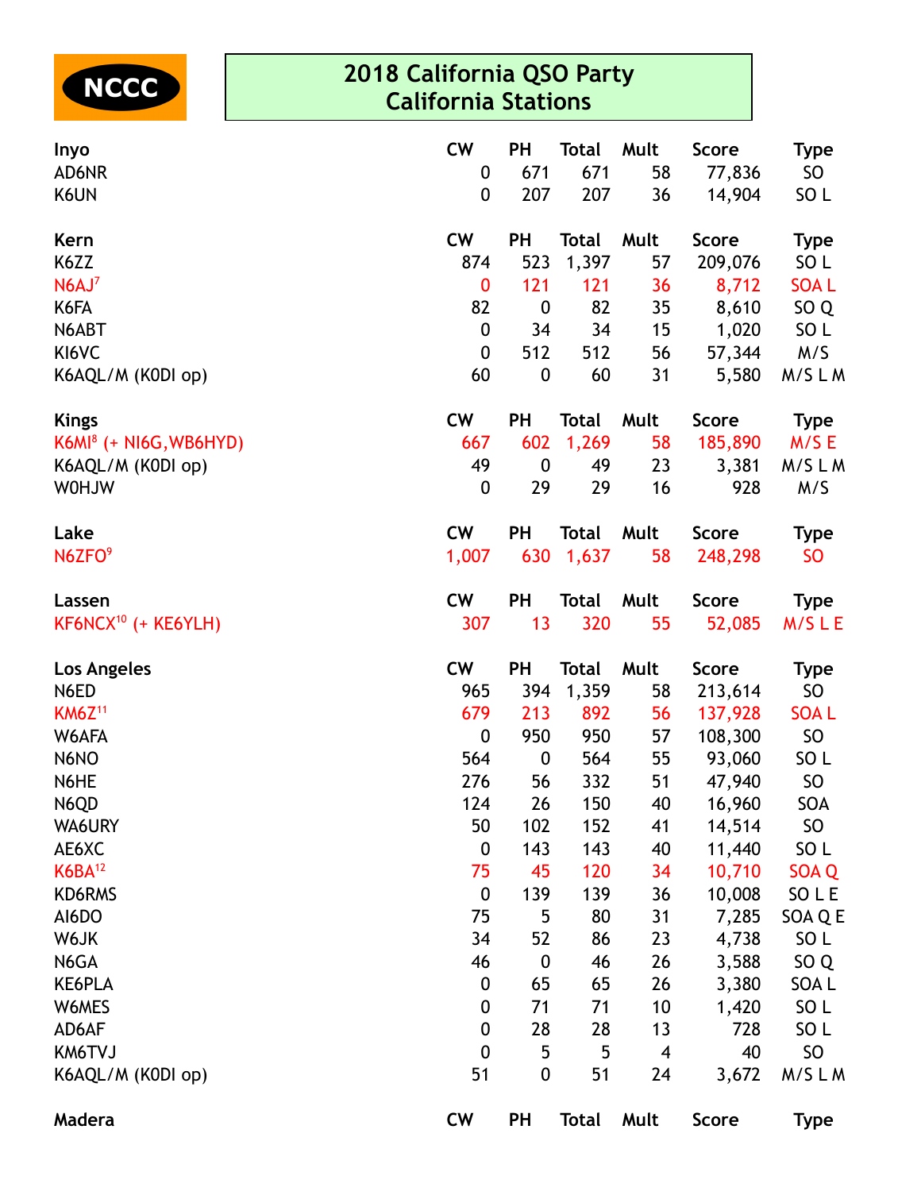NCCC

# 2018 California QSO Party
## California Stations

| Inyo | CW | PH | Total | Mult | Score | Type |
|---|---|---|---|---|---|---|
| AD6NR | 0 | 671 | 671 | 58 | 77,836 | SO |
| K6UN | 0 | 207 | 207 | 36 | 14,904 | SO L |

| Kern | CW | PH | Total | Mult | Score | Type |
|---|---|---|---|---|---|---|
| K6ZZ | 874 | 523 | 1,397 | 57 | 209,076 | SO L |
| N6AJ[7] | 0 | 121 | 121 | 36 | 8,712 | SOA L |
| K6FA | 82 | 0 | 82 | 35 | 8,610 | SO Q |
| N6ABT | 0 | 34 | 34 | 15 | 1,020 | SO L |
| KI6VC | 0 | 512 | 512 | 56 | 57,344 | M/S |
| K6AQL/M (K0DI op) | 60 | 0 | 60 | 31 | 5,580 | M/S L M |

| Kings | CW | PH | Total | Mult | Score | Type |
|---|---|---|---|---|---|---|
| K6MI[8] (+ NI6G,WB6HYD) | 667 | 602 | 1,269 | 58 | 185,890 | M/S E |
| K6AQL/M (K0DI op) | 49 | 0 | 49 | 23 | 3,381 | M/S L M |
| W0HJW | 0 | 29 | 29 | 16 | 928 | M/S |

| Lake | CW | PH | Total | Mult | Score | Type |
|---|---|---|---|---|---|---|
| N6ZFO[9] | 1,007 | 630 | 1,637 | 58 | 248,298 | SO |

| Lassen | CW | PH | Total | Mult | Score | Type |
|---|---|---|---|---|---|---|
| KF6NCX[10] (+ KE6YLH) | 307 | 13 | 320 | 55 | 52,085 | M/S L E |

| Los Angeles | CW | PH | Total | Mult | Score | Type |
|---|---|---|---|---|---|---|
| N6ED | 965 | 394 | 1,359 | 58 | 213,614 | SO |
| KM6Z[11] | 679 | 213 | 892 | 56 | 137,928 | SOA L |
| W6AFA | 0 | 950 | 950 | 57 | 108,300 | SO |
| N6NO | 564 | 0 | 564 | 55 | 93,060 | SO L |
| N6HE | 276 | 56 | 332 | 51 | 47,940 | SO |
| N6QD | 124 | 26 | 150 | 40 | 16,960 | SOA |
| WA6URY | 50 | 102 | 152 | 41 | 14,514 | SO |
| AE6XC | 0 | 143 | 143 | 40 | 11,440 | SO L |
| K6BA[12] | 75 | 45 | 120 | 34 | 10,710 | SOA Q |
| KD6RMS | 0 | 139 | 139 | 36 | 10,008 | SO L E |
| AI6DO | 75 | 5 | 80 | 31 | 7,285 | SOA Q E |
| W6JK | 34 | 52 | 86 | 23 | 4,738 | SO L |
| N6GA | 46 | 0 | 46 | 26 | 3,588 | SO Q |
| KE6PLA | 0 | 65 | 65 | 26 | 3,380 | SOA L |
| W6MES | 0 | 71 | 71 | 10 | 1,420 | SO L |
| AD6AF | 0 | 28 | 28 | 13 | 728 | SO L |
| KM6TVJ | 0 | 5 | 5 | 4 | 40 | SO |
| K6AQL/M (K0DI op) | 51 | 0 | 51 | 24 | 3,672 | M/S L M |

| Madera | CW | PH | Total | Mult | Score | Type |
|---|---|---|---|---|---|---|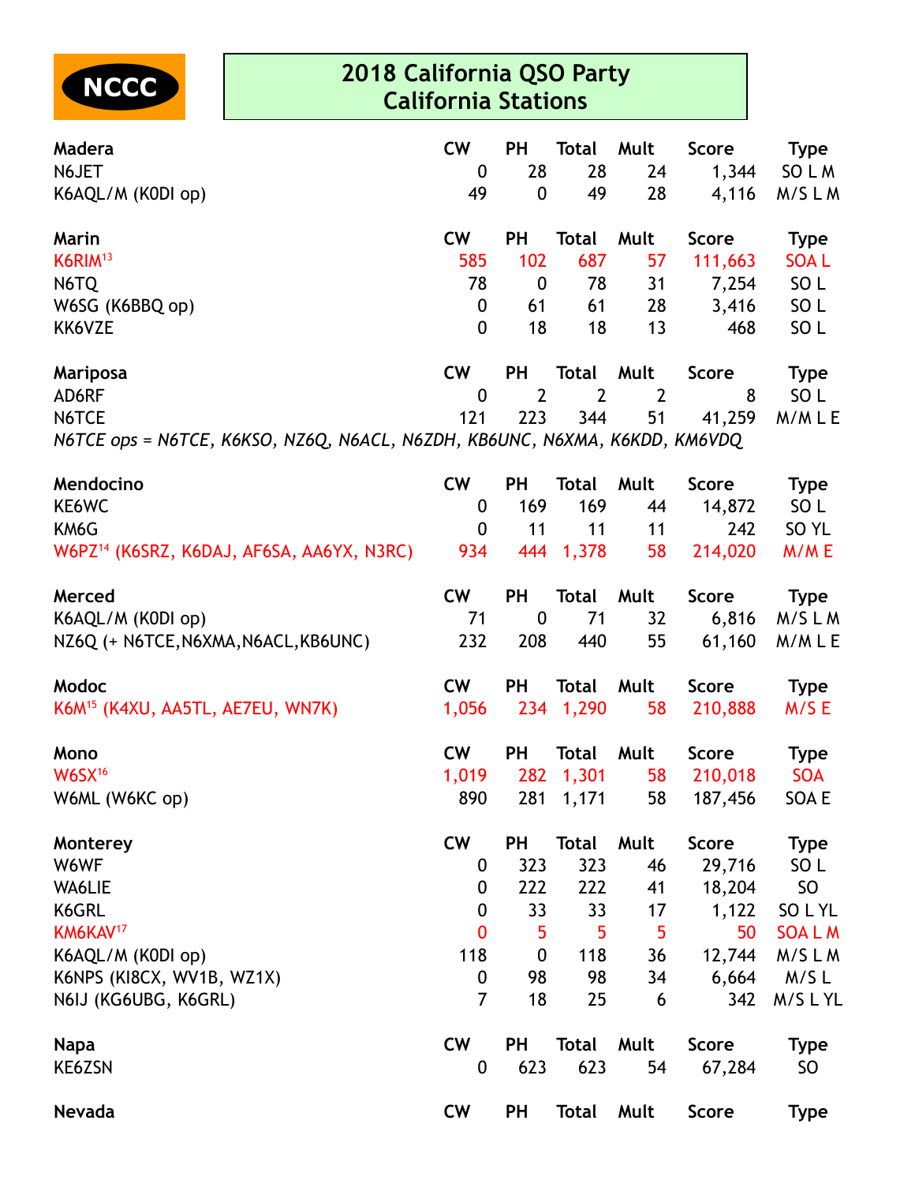NCCC

# 2018 California QSO Party
## California Stations

| Madera | CW | PH | Total | Mult | Score | Type |
|---|---|---|---|---|---|---|
| N6JET | 0 | 28 | 28 | 24 | 1,344 | SO L M |
| K6AQL/M (K0DI op) | 49 | 0 | 49 | 28 | 4,116 | M/S L M |

| Marin | CW | PH | Total | Mult | Score | Type |
|---|---|---|---|---|---|---|
| K6RIM[13] | 585 | 102 | 687 | 57 | 111,663 | SOA L |
| N6TQ | 78 | 0 | 78 | 31 | 7,254 | SO L |
| W6SG (K6BBQ op) | 0 | 61 | 61 | 28 | 3,416 | SO L |
| KK6VZE | 0 | 18 | 18 | 13 | 468 | SO L |

| Mariposa | CW | PH | Total | Mult | Score | Type |
|---|---|---|---|---|---|---|
| AD6RF | 0 | 2 | 2 | 2 | 8 | SO L |
| N6TCE | 121 | 223 | 344 | 51 | 41,259 | M/M L E |

*N6TCE ops = N6TCE, K6KSO, NZ6Q, N6ACL, N6ZDH, KB6UNC, N6XMA, K6KDD, KM6VDQ*

| Mendocino | CW | PH | Total | Mult | Score | Type |
|---|---|---|---|---|---|---|
| KE6WC | 0 | 169 | 169 | 44 | 14,872 | SO L |
| KM6G | 0 | 11 | 11 | 11 | 242 | SO YL |
| W6PZ[14] (K6SRZ, K6DAJ, AF6SA, AA6YX, N3RC) | 934 | 444 | 1,378 | 58 | 214,020 | M/M E |

| Merced | CW | PH | Total | Mult | Score | Type |
|---|---|---|---|---|---|---|
| K6AQL/M (K0DI op) | 71 | 0 | 71 | 32 | 6,816 | M/S L M |
| NZ6Q (+ N6TCE,N6XMA,N6ACL,KB6UNC) | 232 | 208 | 440 | 55 | 61,160 | M/M L E |

| Modoc | CW | PH | Total | Mult | Score | Type |
|---|---|---|---|---|---|---|
| K6M[15] (K4XU, AA5TL, AE7EU, WN7K) | 1,056 | 234 | 1,290 | 58 | 210,888 | M/S E |

| Mono | CW | PH | Total | Mult | Score | Type |
|---|---|---|---|---|---|---|
| W6SX[16] | 1,019 | 282 | 1,301 | 58 | 210,018 | SOA |
| W6ML (W6KC op) | 890 | 281 | 1,171 | 58 | 187,456 | SOA E |

| Monterey | CW | PH | Total | Mult | Score | Type |
|---|---|---|---|---|---|---|
| W6WF | 0 | 323 | 323 | 46 | 29,716 | SO L |
| WA6LIE | 0 | 222 | 222 | 41 | 18,204 | SO |
| K6GRL | 0 | 33 | 33 | 17 | 1,122 | SO L YL |
| KM6KAV[17] | 0 | 5 | 5 | 5 | 50 | SOA L M |
| K6AQL/M (K0DI op) | 118 | 0 | 118 | 36 | 12,744 | M/S L M |
| K6NPS (KI8CX, WV1B, WZ1X) | 0 | 98 | 98 | 34 | 6,664 | M/S L |
| N6IJ (KG6UBG, K6GRL) | 7 | 18 | 25 | 6 | 342 | M/S L YL |

| Napa | CW | PH | Total | Mult | Score | Type |
|---|---|---|---|---|---|---|
| KE6ZSN | 0 | 623 | 623 | 54 | 67,284 | SO |

| Nevada | CW | PH | Total | Mult | Score | Type |
|---|---|---|---|---|---|---|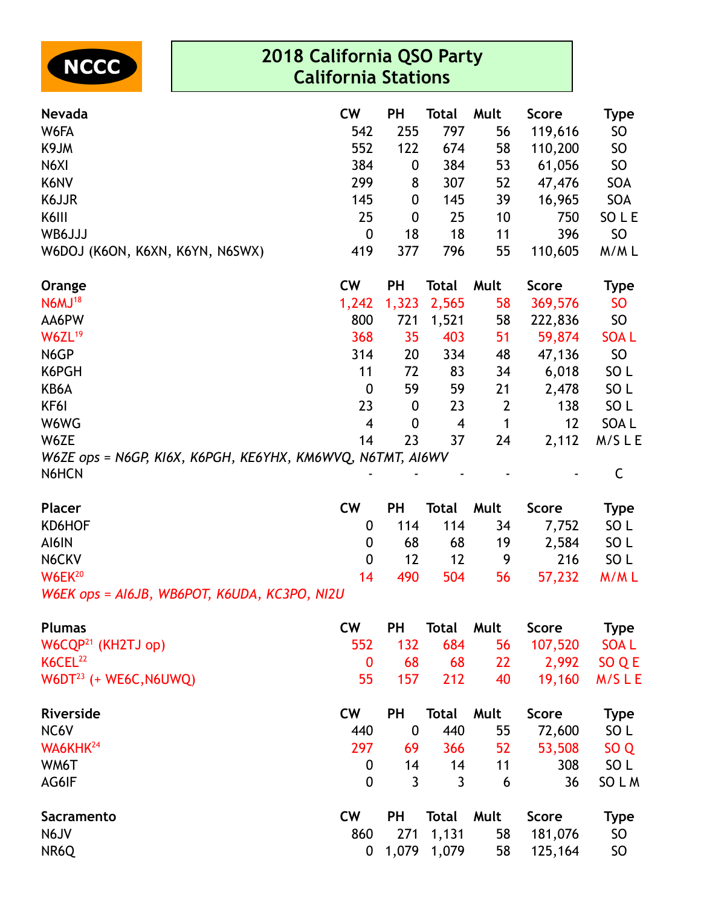NCCC

## 2018 California QSO Party
## California Stations

| Nevada | CW | PH | Total | Mult | Score | Type |
|---|---|---|---|---|---|---|
| W6FA | 542 | 255 | 797 | 56 | 119,616 | SO |
| K9JM | 552 | 122 | 674 | 58 | 110,200 | SO |
| N6XI | 384 | 0 | 384 | 53 | 61,056 | SO |
| K6NV | 299 | 8 | 307 | 52 | 47,476 | SOA |
| K6JJR | 145 | 0 | 145 | 39 | 16,965 | SOA |
| K6III | 25 | 0 | 25 | 10 | 750 | SO L E |
| WB6JJJ | 0 | 18 | 18 | 11 | 396 | SO |
| W6DOJ (K6ON, K6XN, K6YN, N6SWX) | 419 | 377 | 796 | 55 | 110,605 | M/M L |

| Orange | CW | PH | Total | Mult | Score | Type |
|---|---|---|---|---|---|---|
| N6MJ[18] | 1,242 | 1,323 | 2,565 | 58 | 369,576 | SO |
| AA6PW | 800 | 721 | 1,521 | 58 | 222,836 | SO |
| W6ZL[19] | 368 | 35 | 403 | 51 | 59,874 | SOA L |
| N6GP | 314 | 20 | 334 | 48 | 47,136 | SO |
| K6PGH | 11 | 72 | 83 | 34 | 6,018 | SO L |
| KB6A | 0 | 59 | 59 | 21 | 2,478 | SO L |
| KF6I | 23 | 0 | 23 | 2 | 138 | SO L |
| W6WG | 4 | 0 | 4 | 1 | 12 | SOA L |
| W6ZE | 14 | 23 | 37 | 24 | 2,112 | M/S L E |
| *W6ZE ops = N6GP, KI6X, K6PGH, KE6YHX, KM6WVQ, N6TMT, AI6WV* | | | | | | |
| N6HCN | - | - | - | - | - | C |

| Placer | CW | PH | Total | Mult | Score | Type |
|---|---|---|---|---|---|---|
| KD6HOF | 0 | 114 | 114 | 34 | 7,752 | SO L |
| AI6IN | 0 | 68 | 68 | 19 | 2,584 | SO L |
| N6CKV | 0 | 12 | 12 | 9 | 216 | SO L |
| W6EK[20] | 14 | 490 | 504 | 56 | 57,232 | M/M L |
| *W6EK ops = AI6JB, WB6POT, K6UDA, KC3PO, NI2U* | | | | | | |

| Plumas | CW | PH | Total | Mult | Score | Type |
|---|---|---|---|---|---|---|
| W6CQP[21] (KH2TJ op) | 552 | 132 | 684 | 56 | 107,520 | SOA L |
| K6CEL[22] | 0 | 68 | 68 | 22 | 2,992 | SO Q E |
| W6DT[23] (+ WE6C,N6UWQ) | 55 | 157 | 212 | 40 | 19,160 | M/S L E |

| Riverside | CW | PH | Total | Mult | Score | Type |
|---|---|---|---|---|---|---|
| NC6V | 440 | 0 | 440 | 55 | 72,600 | SO L |
| WA6KHK[24] | 297 | 69 | 366 | 52 | 53,508 | SO Q |
| WM6T | 0 | 14 | 14 | 11 | 308 | SO L |
| AG6IF | 0 | 3 | 3 | 6 | 36 | SO L M |

| Sacramento | CW | PH | Total | Mult | Score | Type |
|---|---|---|---|---|---|---|
| N6JV | 860 | 271 | 1,131 | 58 | 181,076 | SO |
| NR6Q | 0 | 1,079 | 1,079 | 58 | 125,164 | SO |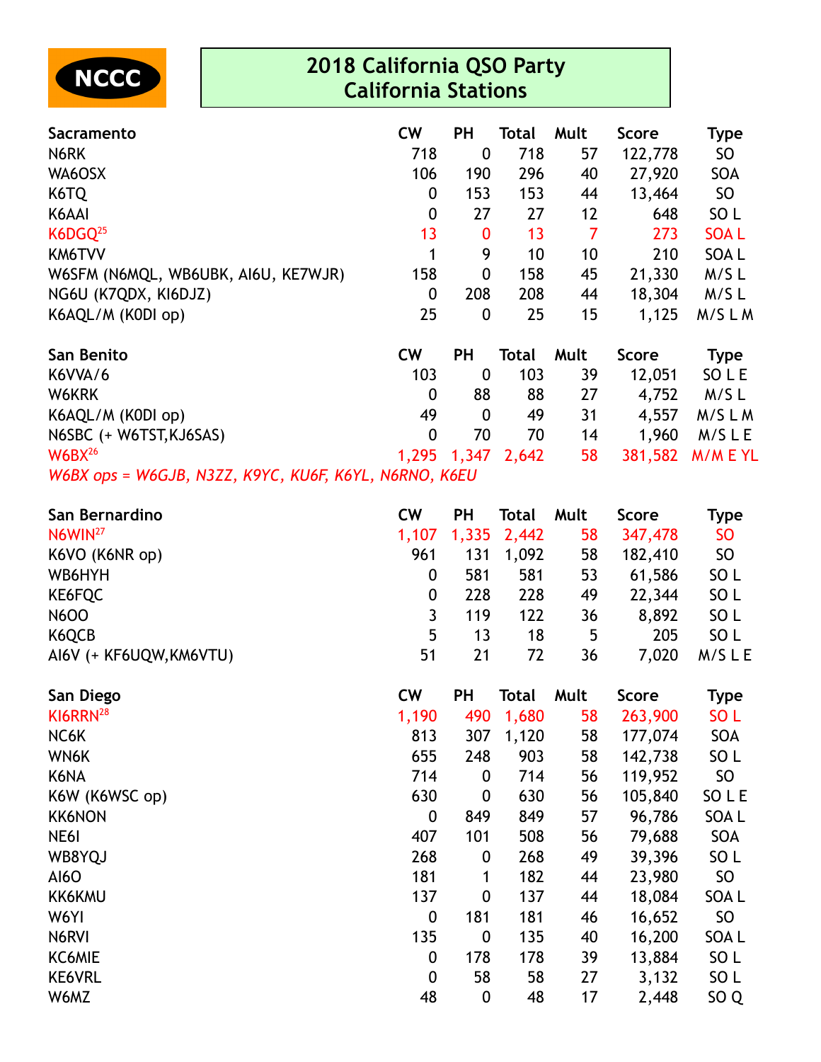NCCC

# 2018 California QSO Party
## California Stations

| Sacramento | CW | PH | Total | Mult | Score | Type |
|---|---|---|---|---|---|---|
| N6RK | 718 | 0 | 718 | 57 | 122,778 | SO |
| WA6OSX | 106 | 190 | 296 | 40 | 27,920 | SOA |
| K6TQ | 0 | 153 | 153 | 44 | 13,464 | SO |
| K6AAI | 0 | 27 | 27 | 12 | 648 | SO L |
| K6DGQ[25] | 13 | 0 | 13 | 7 | 273 | SOA L |
| KM6TVV | 1 | 9 | 10 | 10 | 210 | SOA L |
| W6SFM (N6MQL, WB6UBK, AI6U, KE7WJR) | 158 | 0 | 158 | 45 | 21,330 | M/S L |
| NG6U (K7QDX, KI6DJZ) | 0 | 208 | 208 | 44 | 18,304 | M/S L |
| K6AQL/M (K0DI op) | 25 | 0 | 25 | 15 | 1,125 | M/S L M |

| San Benito | CW | PH | Total | Mult | Score | Type |
|---|---|---|---|---|---|---|
| K6VVA/6 | 103 | 0 | 103 | 39 | 12,051 | SO L E |
| W6KRK | 0 | 88 | 88 | 27 | 4,752 | M/S L |
| K6AQL/M (K0DI op) | 49 | 0 | 49 | 31 | 4,557 | M/S L M |
| N6SBC (+ W6TST,KJ6SAS) | 0 | 70 | 70 | 14 | 1,960 | M/S L E |
| W6BX[26] | 1,295 | 1,347 | 2,642 | 58 | 381,582 | M/M E YL |

*W6BX ops = W6GJB, N3ZZ, K9YC, KU6F, K6YL, N6RNO, K6EU*

| San Bernardino | CW | PH | Total | Mult | Score | Type |
|---|---|---|---|---|---|---|
| N6WIN[27] | 1,107 | 1,335 | 2,442 | 58 | 347,478 | SO |
| K6VO (K6NR op) | 961 | 131 | 1,092 | 58 | 182,410 | SO |
| WB6HYH | 0 | 581 | 581 | 53 | 61,586 | SO L |
| KE6FQC | 0 | 228 | 228 | 49 | 22,344 | SO L |
| N6OO | 3 | 119 | 122 | 36 | 8,892 | SO L |
| K6QCB | 5 | 13 | 18 | 5 | 205 | SO L |
| AI6V (+ KF6UQW,KM6VTU) | 51 | 21 | 72 | 36 | 7,020 | M/S L E |

| San Diego | CW | PH | Total | Mult | Score | Type |
|---|---|---|---|---|---|---|
| KI6RRN[28] | 1,190 | 490 | 1,680 | 58 | 263,900 | SO L |
| NC6K | 813 | 307 | 1,120 | 58 | 177,074 | SOA |
| WN6K | 655 | 248 | 903 | 58 | 142,738 | SO L |
| K6NA | 714 | 0 | 714 | 56 | 119,952 | SO |
| K6W (K6WSC op) | 630 | 0 | 630 | 56 | 105,840 | SO L E |
| KK6NON | 0 | 849 | 849 | 57 | 96,786 | SOA L |
| NE6I | 407 | 101 | 508 | 56 | 79,688 | SOA |
| WB8YQJ | 268 | 0 | 268 | 49 | 39,396 | SO L |
| AI6O | 181 | 1 | 182 | 44 | 23,980 | SO |
| KK6KMU | 137 | 0 | 137 | 44 | 18,084 | SOA L |
| W6YI | 0 | 181 | 181 | 46 | 16,652 | SO |
| N6RVI | 135 | 0 | 135 | 40 | 16,200 | SOA L |
| KC6MIE | 0 | 178 | 178 | 39 | 13,884 | SO L |
| KE6VRL | 0 | 58 | 58 | 27 | 3,132 | SO L |
| W6MZ | 48 | 0 | 48 | 17 | 2,448 | SO Q |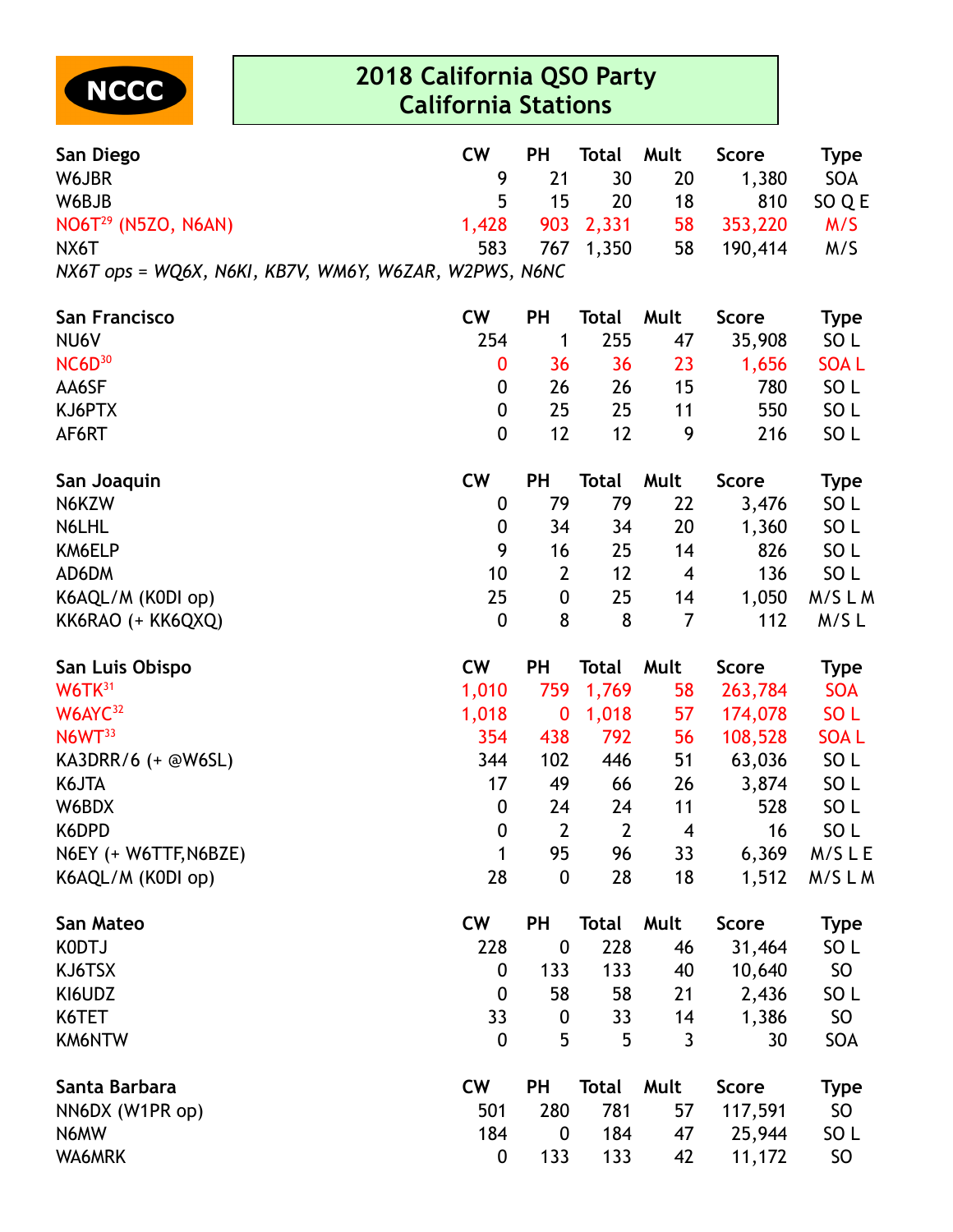NCCC

# 2018 California QSO Party
## California Stations

| San Diego | CW | PH | Total | Mult | Score | Type |
|---|---|---|---|---|---|---|
| W6JBR | 9 | 21 | 30 | 20 | 1,380 | SOA |
| W6BJB | 5 | 15 | 20 | 18 | 810 | SO Q E |
| NO6T[29] (N5ZO, N6AN) | 1,428 | 903 | 2,331 | 58 | 353,220 | M/S |
| NX6T | 583 | 767 | 1,350 | 58 | 190,414 | M/S |

*NX6T ops = WQ6X, N6KI, KB7V, WM6Y, W6ZAR, W2PWS, N6NC*

| San Francisco | CW | PH | Total | Mult | Score | Type |
|---|---|---|---|---|---|---|
| NU6V | 254 | 1 | 255 | 47 | 35,908 | SO L |
| NC6D[30] | 0 | 36 | 36 | 23 | 1,656 | SOA L |
| AA6SF | 0 | 26 | 26 | 15 | 780 | SO L |
| KJ6PTX | 0 | 25 | 25 | 11 | 550 | SO L |
| AF6RT | 0 | 12 | 12 | 9 | 216 | SO L |

| San Joaquin | CW | PH | Total | Mult | Score | Type |
|---|---|---|---|---|---|---|
| N6KZW | 0 | 79 | 79 | 22 | 3,476 | SO L |
| N6LHL | 0 | 34 | 34 | 20 | 1,360 | SO L |
| KM6ELP | 9 | 16 | 25 | 14 | 826 | SO L |
| AD6DM | 10 | 2 | 12 | 4 | 136 | SO L |
| K6AQL/M (K0DI op) | 25 | 0 | 25 | 14 | 1,050 | M/S L M |
| KK6RAO (+ KK6QXQ) | 0 | 8 | 8 | 7 | 112 | M/S L |

| San Luis Obispo | CW | PH | Total | Mult | Score | Type |
|---|---|---|---|---|---|---|
| W6TK[31] | 1,010 | 759 | 1,769 | 58 | 263,784 | SOA |
| W6AYC[32] | 1,018 | 0 | 1,018 | 57 | 174,078 | SO L |
| N6WT[33] | 354 | 438 | 792 | 56 | 108,528 | SOA L |
| KA3DRR/6 (+ @W6SL) | 344 | 102 | 446 | 51 | 63,036 | SO L |
| K6JTA | 17 | 49 | 66 | 26 | 3,874 | SO L |
| W6BDX | 0 | 24 | 24 | 11 | 528 | SO L |
| K6DPD | 0 | 2 | 2 | 4 | 16 | SO L |
| N6EY (+ W6TTF,N6BZE) | 1 | 95 | 96 | 33 | 6,369 | M/S L E |
| K6AQL/M (K0DI op) | 28 | 0 | 28 | 18 | 1,512 | M/S L M |

| San Mateo | CW | PH | Total | Mult | Score | Type |
|---|---|---|---|---|---|---|
| K0DTJ | 228 | 0 | 228 | 46 | 31,464 | SO L |
| KJ6TSX | 0 | 133 | 133 | 40 | 10,640 | SO |
| KI6UDZ | 0 | 58 | 58 | 21 | 2,436 | SO L |
| K6TET | 33 | 0 | 33 | 14 | 1,386 | SO |
| KM6NTW | 0 | 5 | 5 | 3 | 30 | SOA |

| Santa Barbara | CW | PH | Total | Mult | Score | Type |
|---|---|---|---|---|---|---|
| NN6DX (W1PR op) | 501 | 280 | 781 | 57 | 117,591 | SO |
| N6MW | 184 | 0 | 184 | 47 | 25,944 | SO L |
| WA6MRK | 0 | 133 | 133 | 42 | 11,172 | SO |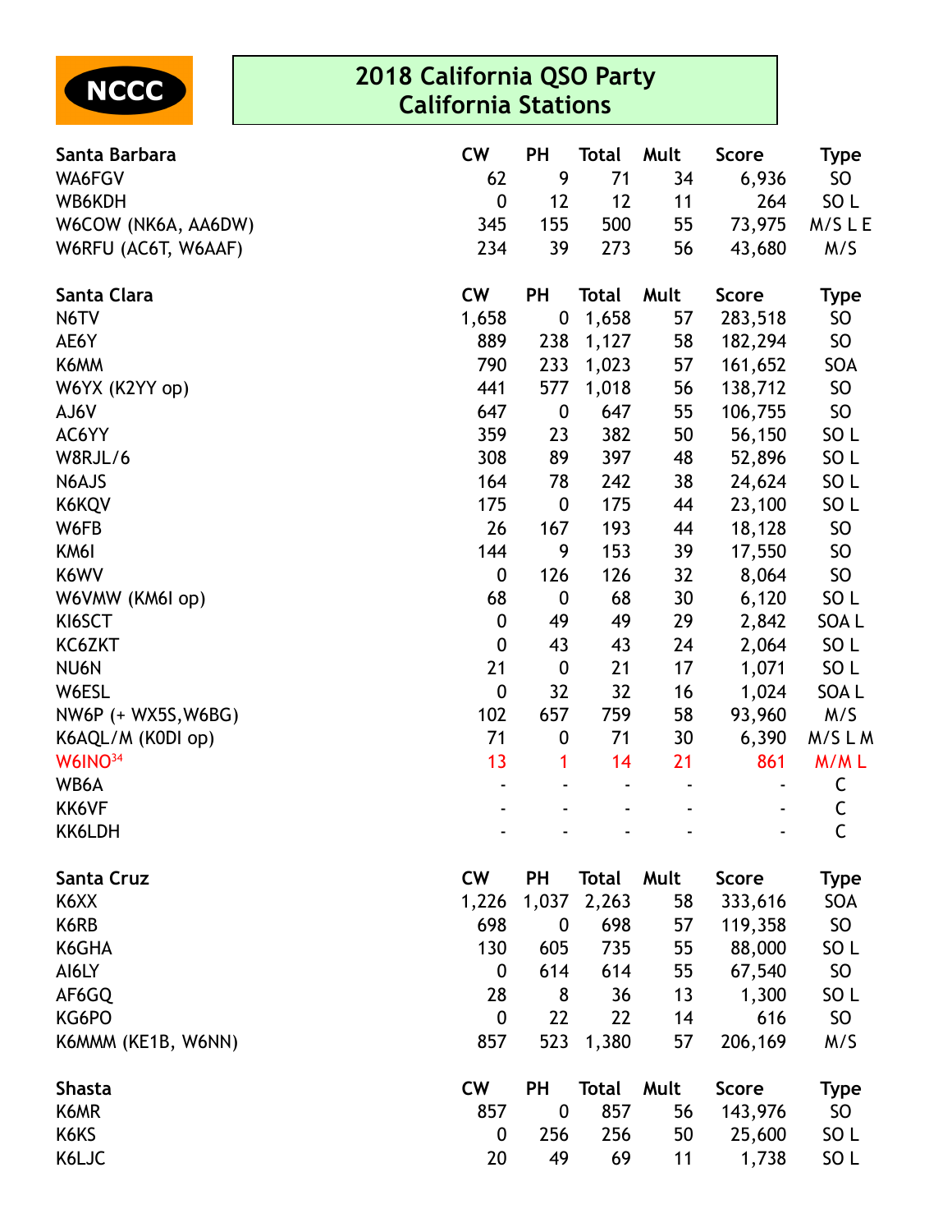NCCC

# 2018 California QSO Party
## California Stations

| Santa Barbara | CW | PH | Total | Mult | Score | Type |
|---|---|---|---|---|---|---|
| WA6FGV | 62 | 9 | 71 | 34 | 6,936 | SO |
| WB6KDH | 0 | 12 | 12 | 11 | 264 | SO L |
| W6COW (NK6A, AA6DW) | 345 | 155 | 500 | 55 | 73,975 | M/S L E |
| W6RFU (AC6T, W6AAF) | 234 | 39 | 273 | 56 | 43,680 | M/S |

| Santa Clara | CW | PH | Total | Mult | Score | Type |
|---|---|---|---|---|---|---|
| N6TV | 1,658 | 0 | 1,658 | 57 | 283,518 | SO |
| AE6Y | 889 | 238 | 1,127 | 58 | 182,294 | SO |
| K6MM | 790 | 233 | 1,023 | 57 | 161,652 | SOA |
| W6YX (K2YY op) | 441 | 577 | 1,018 | 56 | 138,712 | SO |
| AJ6V | 647 | 0 | 647 | 55 | 106,755 | SO |
| AC6YY | 359 | 23 | 382 | 50 | 56,150 | SO L |
| W8RJL/6 | 308 | 89 | 397 | 48 | 52,896 | SO L |
| N6AJS | 164 | 78 | 242 | 38 | 24,624 | SO L |
| K6KQV | 175 | 0 | 175 | 44 | 23,100 | SO L |
| W6FB | 26 | 167 | 193 | 44 | 18,128 | SO |
| KM6I | 144 | 9 | 153 | 39 | 17,550 | SO |
| K6WV | 0 | 126 | 126 | 32 | 8,064 | SO |
| W6VMW (KM6I op) | 68 | 0 | 68 | 30 | 6,120 | SO L |
| KI6SCT | 0 | 49 | 49 | 29 | 2,842 | SOA L |
| KC6ZKT | 0 | 43 | 43 | 24 | 2,064 | SO L |
| NU6N | 21 | 0 | 21 | 17 | 1,071 | SO L |
| W6ESL | 0 | 32 | 32 | 16 | 1,024 | SOA L |
| NW6P (+ WX5S,W6BG) | 102 | 657 | 759 | 58 | 93,960 | M/S |
| K6AQL/M (K0DI op) | 71 | 0 | 71 | 30 | 6,390 | M/S L M |
| W6INO[34] | 13 | 1 | 14 | 21 | 861 | M/M L |
| WB6A | - | - | - | - | - | C |
| KK6VF | - | - | - | - | - | C |
| KK6LDH | - | - | - | - | - | C |

| Santa Cruz | CW | PH | Total | Mult | Score | Type |
|---|---|---|---|---|---|---|
| K6XX | 1,226 | 1,037 | 2,263 | 58 | 333,616 | SOA |
| K6RB | 698 | 0 | 698 | 57 | 119,358 | SO |
| K6GHA | 130 | 605 | 735 | 55 | 88,000 | SO L |
| AI6LY | 0 | 614 | 614 | 55 | 67,540 | SO |
| AF6GQ | 28 | 8 | 36 | 13 | 1,300 | SO L |
| KG6PO | 0 | 22 | 22 | 14 | 616 | SO |
| K6MMM (KE1B, W6NN) | 857 | 523 | 1,380 | 57 | 206,169 | M/S |

| Shasta | CW | PH | Total | Mult | Score | Type |
|---|---|---|---|---|---|---|
| K6MR | 857 | 0 | 857 | 56 | 143,976 | SO |
| K6KS | 0 | 256 | 256 | 50 | 25,600 | SO L |
| K6LJC | 20 | 49 | 69 | 11 | 1,738 | SO L |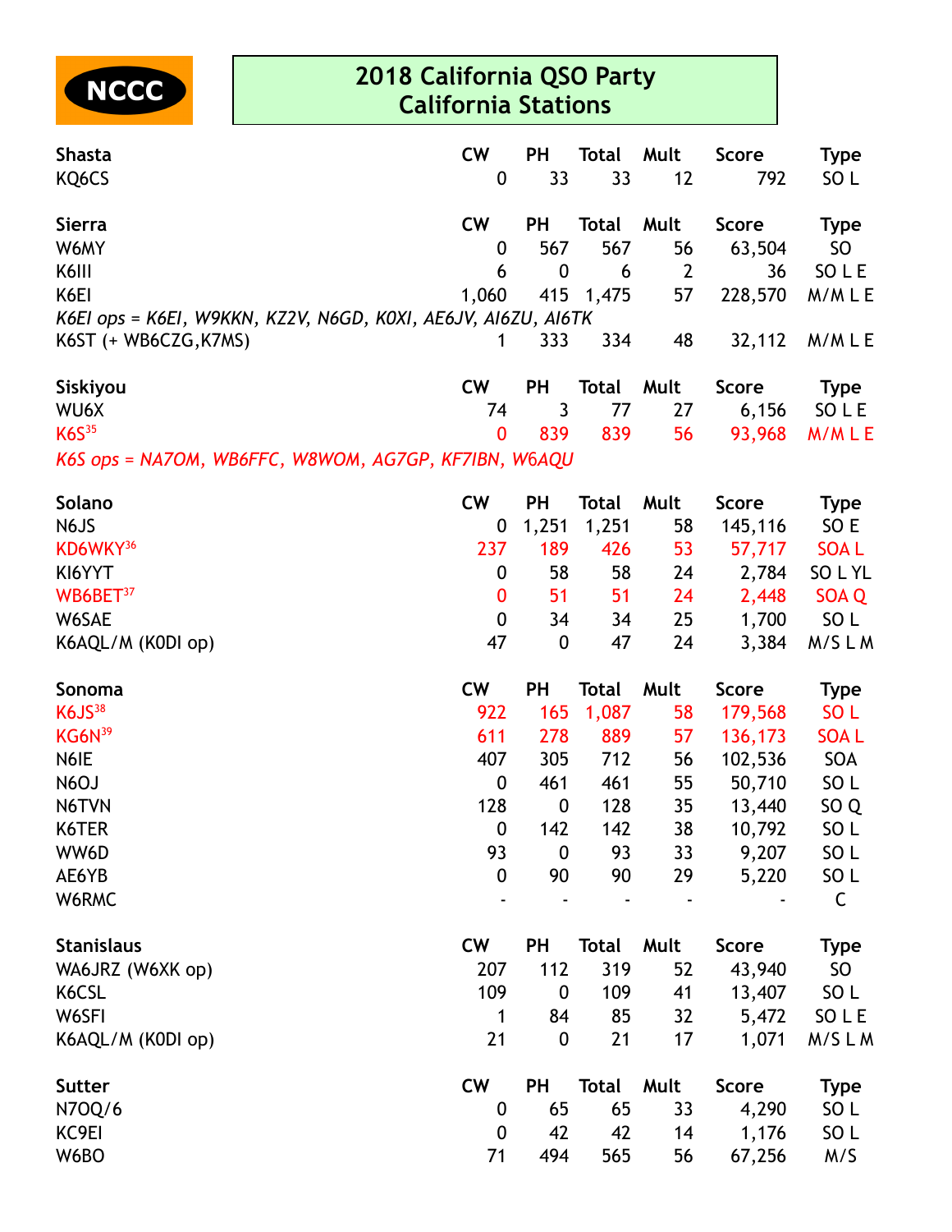NCCC

# 2018 California QSO Party
## California Stations

| Shasta | CW | PH | Total | Mult | Score | Type |
|---|---|---|---|---|---|---|
| KQ6CS | 0 | 33 | 33 | 12 | 792 | SO L |

| Sierra | CW | PH | Total | Mult | Score | Type |
|---|---|---|---|---|---|---|
| W6MY | 0 | 567 | 567 | 56 | 63,504 | SO |
| K6III | 6 | 0 | 6 | 2 | 36 | SO L E |
| K6EI | 1,060 | 415 | 1,475 | 57 | 228,570 | M/M L E |
| *K6EI ops = K6EI, W9KKN, KZ2V, N6GD, K0XI, AE6JV, AI6ZU, AI6TK* | | | | | | |
| K6ST (+ WB6CZG,K7MS) | 1 | 333 | 334 | 48 | 32,112 | M/M L E |

| Siskiyou | CW | PH | Total | Mult | Score | Type |
|---|---|---|---|---|---|---|
| WU6X | 74 | 3 | 77 | 27 | 6,156 | SO L E |
| K6S[35] | 0 | 839 | 839 | 56 | 93,968 | M/M L E |
| *K6S ops = NA7OM, WB6FFC, W8WOM, AG7GP, KF7IBN, W6AQU* | | | | | | |

| Solano | CW | PH | Total | Mult | Score | Type |
|---|---|---|---|---|---|---|
| N6JS | 0 | 1,251 | 1,251 | 58 | 145,116 | SO E |
| KD6WKY[36] | 237 | 189 | 426 | 53 | 57,717 | SOA L |
| KI6YYT | 0 | 58 | 58 | 24 | 2,784 | SO L YL |
| WB6BET[37] | 0 | 51 | 51 | 24 | 2,448 | SOA Q |
| W6SAE | 0 | 34 | 34 | 25 | 1,700 | SO L |
| K6AQL/M (K0DI op) | 47 | 0 | 47 | 24 | 3,384 | M/S L M |

| Sonoma | CW | PH | Total | Mult | Score | Type |
|---|---|---|---|---|---|---|
| K6JS[38] | 922 | 165 | 1,087 | 58 | 179,568 | SO L |
| KG6N[39] | 611 | 278 | 889 | 57 | 136,173 | SOA L |
| N6IE | 407 | 305 | 712 | 56 | 102,536 | SOA |
| N6OJ | 0 | 461 | 461 | 55 | 50,710 | SO L |
| N6TVN | 128 | 0 | 128 | 35 | 13,440 | SO Q |
| K6TER | 0 | 142 | 142 | 38 | 10,792 | SO L |
| WW6D | 93 | 0 | 93 | 33 | 9,207 | SO L |
| AE6YB | 0 | 90 | 90 | 29 | 5,220 | SO L |
| W6RMC | - | - | - | - | - | C |

| Stanislaus | CW | PH | Total | Mult | Score | Type |
|---|---|---|---|---|---|---|
| WA6JRZ (W6XK op) | 207 | 112 | 319 | 52 | 43,940 | SO |
| K6CSL | 109 | 0 | 109 | 41 | 13,407 | SO L |
| W6SFI | 1 | 84 | 85 | 32 | 5,472 | SO L E |
| K6AQL/M (K0DI op) | 21 | 0 | 21 | 17 | 1,071 | M/S L M |

| Sutter | CW | PH | Total | Mult | Score | Type |
|---|---|---|---|---|---|---|
| N7OQ/6 | 0 | 65 | 65 | 33 | 4,290 | SO L |
| KC9EI | 0 | 42 | 42 | 14 | 1,176 | SO L |
| W6BO | 71 | 494 | 565 | 56 | 67,256 | M/S |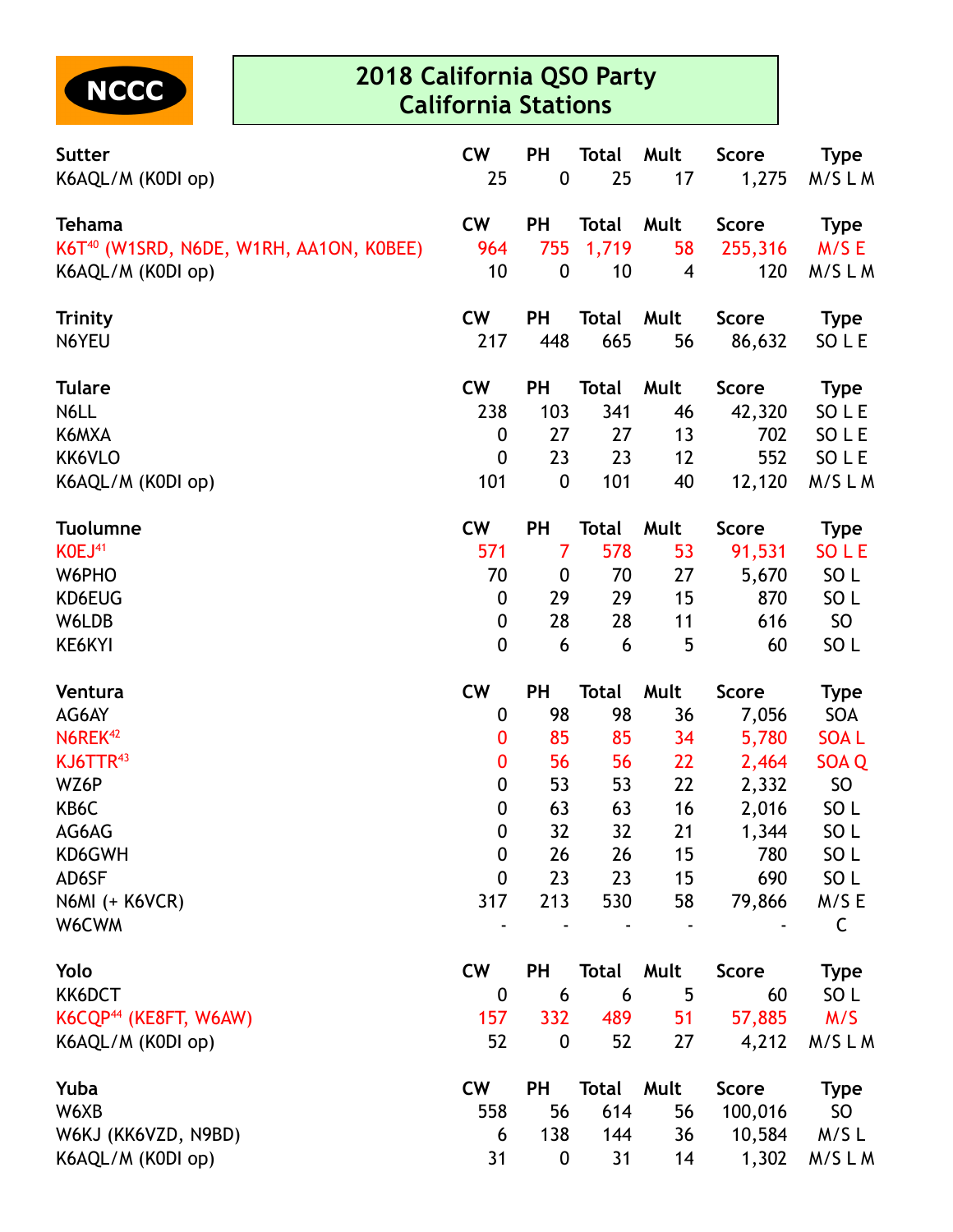NCCC

# 2018 California QSO Party
## California Stations

| Sutter | CW | PH | Total | Mult | Score | Type |
|---|---|---|---|---|---|---|
| K6AQL/M (K0DI op) | 25 | 0 | 25 | 17 | 1,275 | M/S L M |

| Tehama | CW | PH | Total | Mult | Score | Type |
|---|---|---|---|---|---|---|
| K6T[40] (W1SRD, N6DE, W1RH, AA1ON, K0BEE) | 964 | 755 | 1,719 | 58 | 255,316 | M/S E |
| K6AQL/M (K0DI op) | 10 | 0 | 10 | 4 | 120 | M/S L M |

| Trinity | CW | PH | Total | Mult | Score | Type |
|---|---|---|---|---|---|---|
| N6YEU | 217 | 448 | 665 | 56 | 86,632 | SO L E |

| Tulare | CW | PH | Total | Mult | Score | Type |
|---|---|---|---|---|---|---|
| N6LL | 238 | 103 | 341 | 46 | 42,320 | SO L E |
| K6MXA | 0 | 27 | 27 | 13 | 702 | SO L E |
| KK6VLO | 0 | 23 | 23 | 12 | 552 | SO L E |
| K6AQL/M (K0DI op) | 101 | 0 | 101 | 40 | 12,120 | M/S L M |

| Tuolumne | CW | PH | Total | Mult | Score | Type |
|---|---|---|---|---|---|---|
| K0EJ[41] | 571 | 7 | 578 | 53 | 91,531 | SO L E |
| W6PHO | 70 | 0 | 70 | 27 | 5,670 | SO L |
| KD6EUG | 0 | 29 | 29 | 15 | 870 | SO L |
| W6LDB | 0 | 28 | 28 | 11 | 616 | SO |
| KE6KYI | 0 | 6 | 6 | 5 | 60 | SO L |

| Ventura | CW | PH | Total | Mult | Score | Type |
|---|---|---|---|---|---|---|
| AG6AY | 0 | 98 | 98 | 36 | 7,056 | SOA |
| N6REK[42] | 0 | 85 | 85 | 34 | 5,780 | SOA L |
| KJ6TTR[43] | 0 | 56 | 56 | 22 | 2,464 | SOA Q |
| WZ6P | 0 | 53 | 53 | 22 | 2,332 | SO |
| KB6C | 0 | 63 | 63 | 16 | 2,016 | SO L |
| AG6AG | 0 | 32 | 32 | 21 | 1,344 | SO L |
| KD6GWH | 0 | 26 | 26 | 15 | 780 | SO L |
| AD6SF | 0 | 23 | 23 | 15 | 690 | SO L |
| N6MI (+ K6VCR) | 317 | 213 | 530 | 58 | 79,866 | M/S E |
| W6CWM | - | - | - | - | - | C |

| Yolo | CW | PH | Total | Mult | Score | Type |
|---|---|---|---|---|---|---|
| KK6DCT | 0 | 6 | 6 | 5 | 60 | SO L |
| K6CQP[44] (KE8FT, W6AW) | 157 | 332 | 489 | 51 | 57,885 | M/S |
| K6AQL/M (K0DI op) | 52 | 0 | 52 | 27 | 4,212 | M/S L M |

| Yuba | CW | PH | Total | Mult | Score | Type |
|---|---|---|---|---|---|---|
| W6XB | 558 | 56 | 614 | 56 | 100,016 | SO |
| W6KJ (KK6VZD, N9BD) | 6 | 138 | 144 | 36 | 10,584 | M/S L |
| K6AQL/M (K0DI op) | 31 | 0 | 31 | 14 | 1,302 | M/S L M |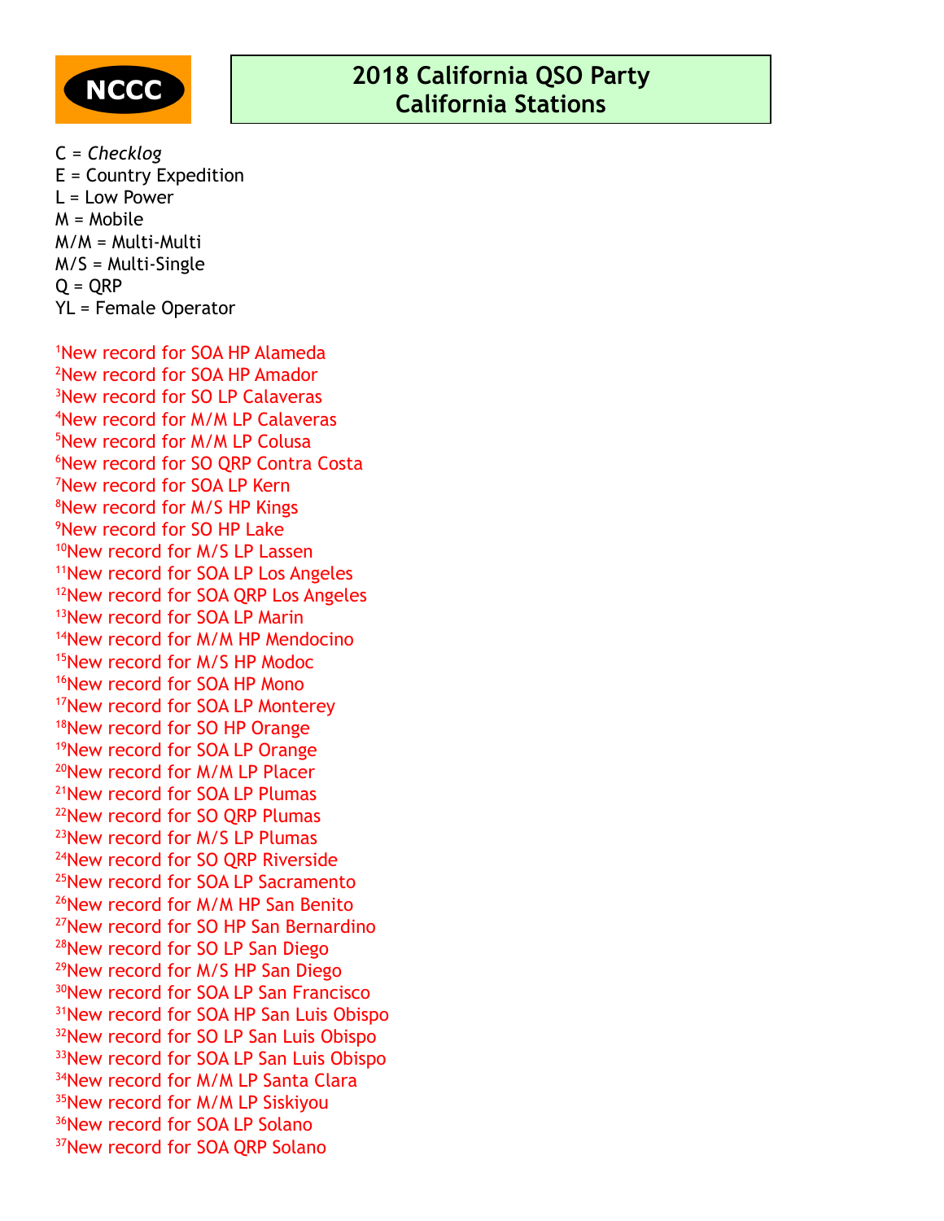NCCC

# 2018 California QSO Party
## California Stations

C = *Checklog*
E = Country Expedition
L = Low Power
M = Mobile
M/M = Multi-Multi
M/S = Multi-Single
Q = QRP
YL = Female Operator

[1]New record for SOA HP Alameda
[2]New record for SOA HP Amador
[3]New record for SO LP Calaveras
[4]New record for M/M LP Calaveras
[5]New record for M/M LP Colusa
[6]New record for SO QRP Contra Costa
[7]New record for SOA LP Kern
[8]New record for M/S HP Kings
[9]New record for SO HP Lake
[10]New record for M/S LP Lassen
[11]New record for SOA LP Los Angeles
[12]New record for SOA QRP Los Angeles
[13]New record for SOA LP Marin
[14]New record for M/M HP Mendocino
[15]New record for M/S HP Modoc
[16]New record for SOA HP Mono
[17]New record for SOA LP Monterey
[18]New record for SO HP Orange
[19]New record for SOA LP Orange
[20]New record for M/M LP Placer
[21]New record for SOA LP Plumas
[22]New record for SO QRP Plumas
[23]New record for M/S LP Plumas
[24]New record for SO QRP Riverside
[25]New record for SOA LP Sacramento
[26]New record for M/M HP San Benito
[27]New record for SO HP San Bernardino
[28]New record for SO LP San Diego
[29]New record for M/S HP San Diego
[30]New record for SOA LP San Francisco
[31]New record for SOA HP San Luis Obispo
[32]New record for SO LP San Luis Obispo
[33]New record for SOA LP San Luis Obispo
[34]New record for M/M LP Santa Clara
[35]New record for M/M LP Siskiyou
[36]New record for SOA LP Solano
[37]New record for SOA QRP Solano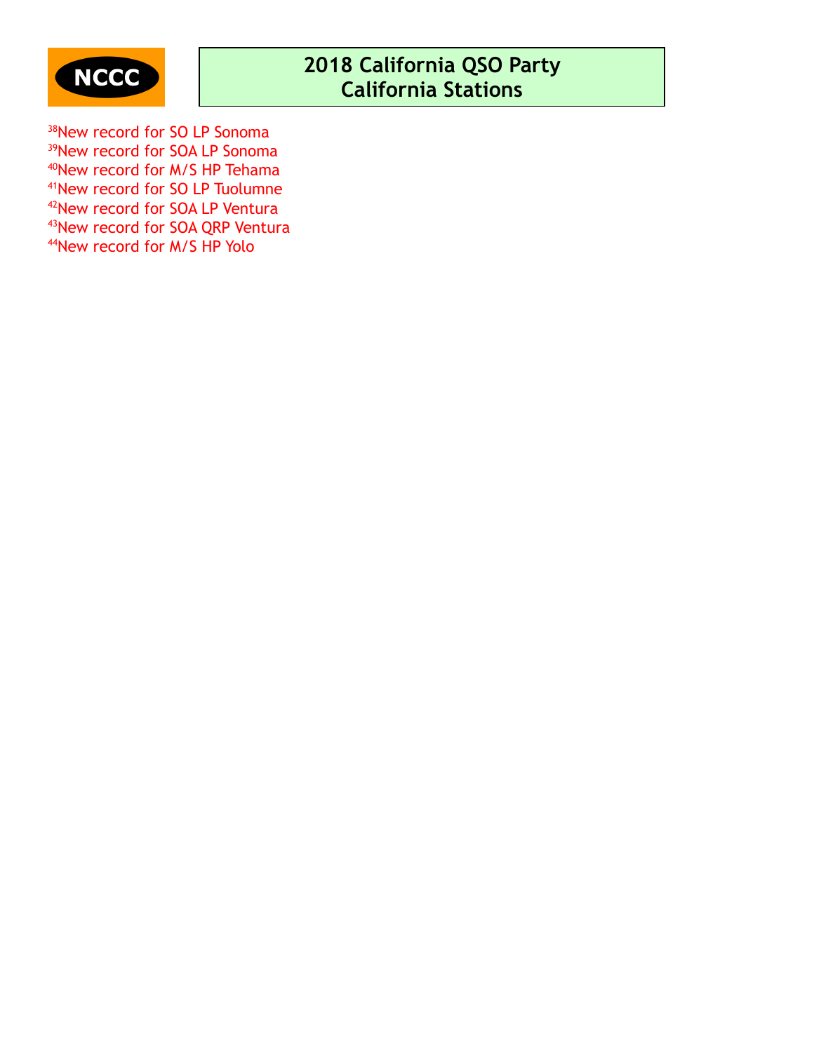NCCC

# 2018 California QSO Party
## California Stations

[38]New record for SO LP Sonoma
[39]New record for SOA LP Sonoma
[40]New record for M/S HP Tehama
[41]New record for SO LP Tuolumne
[42]New record for SOA LP Ventura
[43]New record for SOA QRP Ventura
[44]New record for M/S HP Yolo